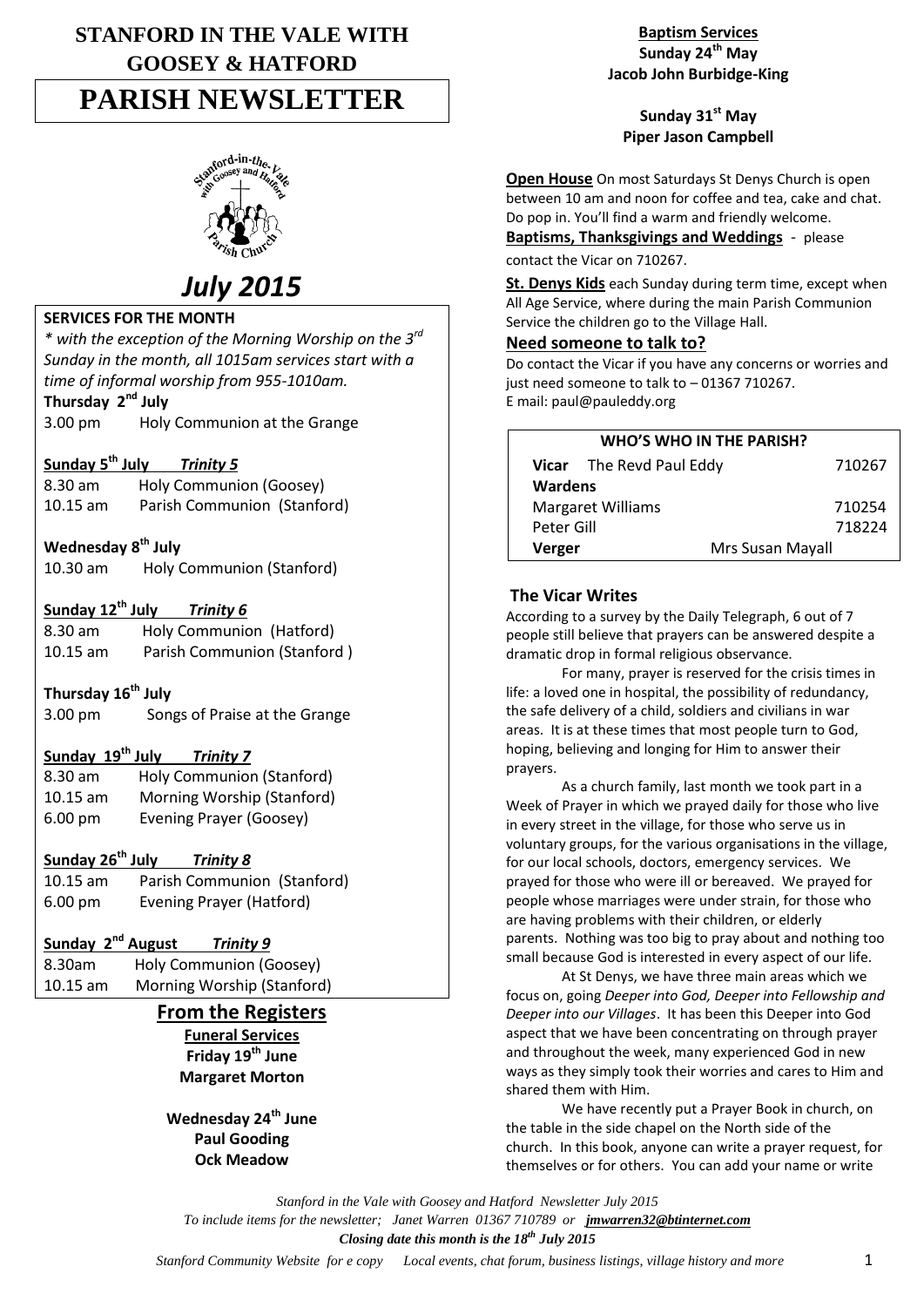# STANFORD IN THE VALE WITH GOOSEY & HATFORD

# PARISH NEWSLETTER

## *July 2015*

**SERVICES FOR THE MONTH**

*\* with the exception of the Morning Worship on the 3rd Sunday in the month, all 1015am services start with a time of informal worship from 955-1010am.*

**Thursday 2nd July**
3.00 pm Holy Communion at the Grange

**Sunday 5th July** ***Trinity 5***
8.30 am Holy Communion (Goosey)
10.15 am Parish Communion (Stanford)

**Wednesday 8th July**
10.30 am Holy Communion (Stanford)

**Sunday 12th July** ***Trinity 6***
8.30 am Holy Communion (Hatford)
10.15 am Parish Communion (Stanford )

**Thursday 16th July**
3.00 pm Songs of Praise at the Grange

**Sunday 19th July** ***Trinity 7***
8.30 am Holy Communion (Stanford)
10.15 am Morning Worship (Stanford)
6.00 pm Evening Prayer (Goosey)

**Sunday 26th July** ***Trinity 8***
10.15 am Parish Communion (Stanford)
6.00 pm Evening Prayer (Hatford)

**Sunday 2nd August** ***Trinity 9***
8.30am Holy Communion (Goosey)
10.15 am Morning Worship (Stanford)

## From the Registers

**Funeral Services**

**Friday 19th June**
**Margaret Morton**

**Wednesday 24th June**
**Paul Gooding**
**Ock Meadow**

**Baptism Services**

**Sunday 24th May**
**Jacob John Burbidge-King**

**Sunday 31st May**
**Piper Jason Campbell**

**Open House** On most Saturdays St Denys Church is open between 10 am and noon for coffee and tea, cake and chat. Do pop in. You'll find a warm and friendly welcome.

**Baptisms, Thanksgivings and Weddings** - please contact the Vicar on 710267.

**St. Denys Kids** each Sunday during term time, except when All Age Service, where during the main Parish Communion Service the children go to the Village Hall.

### Need someone to talk to?

Do contact the Vicar if you have any concerns or worries and just need someone to talk to – 01367 710267.
E mail: paul@pauleddy.org

| WHO'S WHO IN THE PARISH? | |
|---|---|
| **Vicar** The Revd Paul Eddy | 710267 |
| **Wardens** | |
| Margaret Williams | 710254 |
| Peter Gill | 718224 |
| **Verger** Mrs Susan Mayall | |

### The Vicar Writes

According to a survey by the Daily Telegraph, 6 out of 7 people still believe that prayers can be answered despite a dramatic drop in formal religious observance.

For many, prayer is reserved for the crisis times in life: a loved one in hospital, the possibility of redundancy, the safe delivery of a child, soldiers and civilians in war areas. It is at these times that most people turn to God, hoping, believing and longing for Him to answer their prayers.

As a church family, last month we took part in a Week of Prayer in which we prayed daily for those who live in every street in the village, for those who serve us in voluntary groups, for the various organisations in the village, for our local schools, doctors, emergency services. We prayed for those who were ill or bereaved. We prayed for people whose marriages were under strain, for those who are having problems with their children, or elderly parents. Nothing was too big to pray about and nothing too small because God is interested in every aspect of our life.

At St Denys, we have three main areas which we focus on, going *Deeper into God, Deeper into Fellowship and Deeper into our Villages*. It has been this Deeper into God aspect that we have been concentrating on through prayer and throughout the week, many experienced God in new ways as they simply took their worries and cares to Him and shared them with Him.

We have recently put a Prayer Book in church, on the table in the side chapel on the North side of the church. In this book, anyone can write a prayer request, for themselves or for others. You can add your name or write

*Stanford in the Vale with Goosey and Hatford Newsletter July 2015*
*To include items for the newsletter; Janet Warren 01367 710789 or* ***jmwarren32@btinternet.com***
***Closing date this month is the 18th July 2015***
*Stanford Community Website for e copy Local events, chat forum, business listings, village history and more*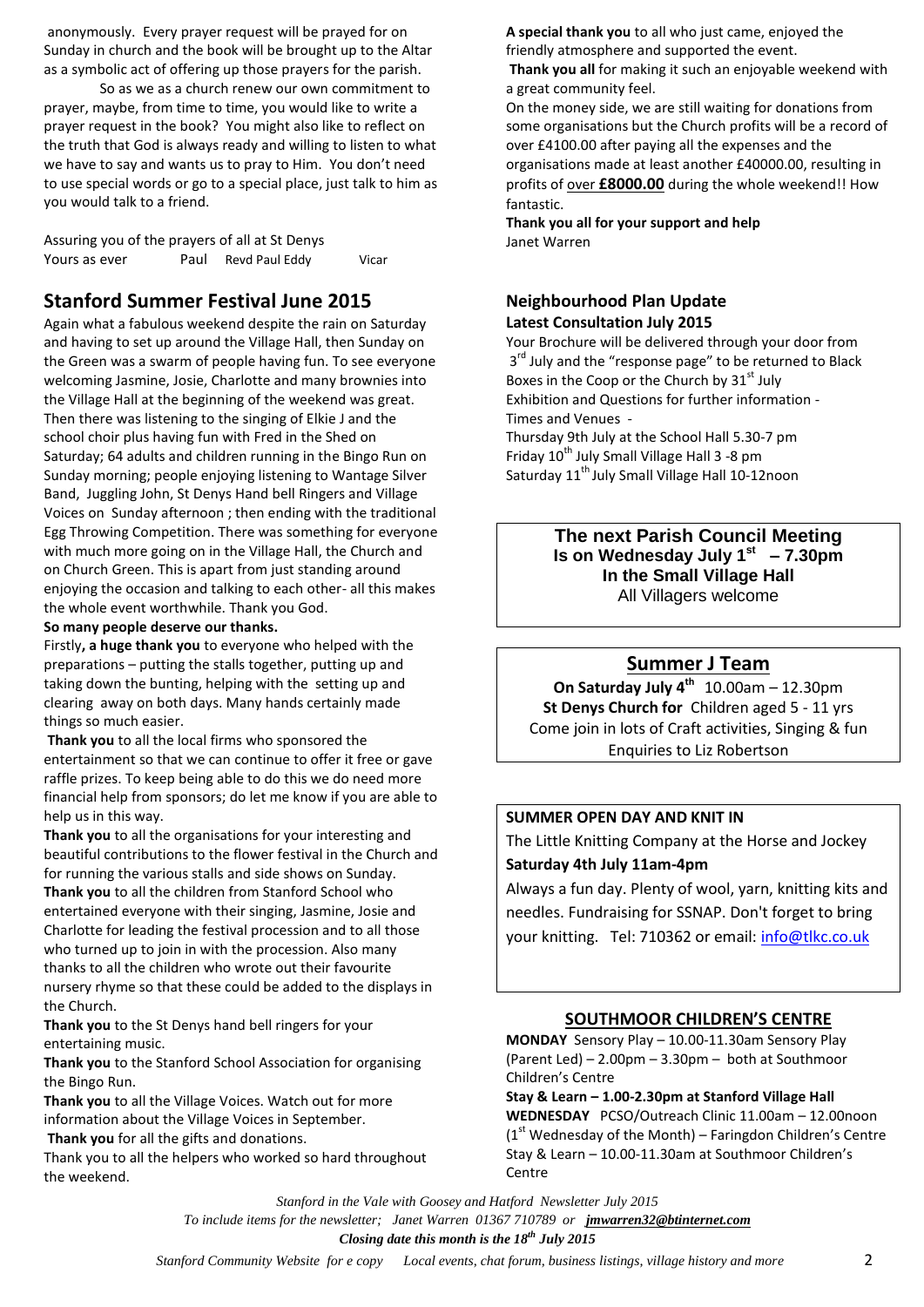anonymously. Every prayer request will be prayed for on Sunday in church and the book will be brought up to the Altar as a symbolic act of offering up those prayers for the parish.

So as we as a church renew our own commitment to prayer, maybe, from time to time, you would like to write a prayer request in the book? You might also like to reflect on the truth that God is always ready and willing to listen to what we have to say and wants us to pray to Him. You don't need to use special words or go to a special place, just talk to him as you would talk to a friend.

Assuring you of the prayers of all at St Denys
Yours as ever Paul Revd Paul Eddy Vicar

## Stanford Summer Festival June 2015

Again what a fabulous weekend despite the rain on Saturday and having to set up around the Village Hall, then Sunday on the Green was a swarm of people having fun. To see everyone welcoming Jasmine, Josie, Charlotte and many brownies into the Village Hall at the beginning of the weekend was great. Then there was listening to the singing of Elkie J and the school choir plus having fun with Fred in the Shed on Saturday; 64 adults and children running in the Bingo Run on Sunday morning; people enjoying listening to Wantage Silver Band, Juggling John, St Denys Hand bell Ringers and Village Voices on Sunday afternoon ; then ending with the traditional Egg Throwing Competition. There was something for everyone with much more going on in the Village Hall, the Church and on Church Green. This is apart from just standing around enjoying the occasion and talking to each other- all this makes the whole event worthwhile. Thank you God.

**So many people deserve our thanks.**

Firstly**, a huge thank you** to everyone who helped with the preparations – putting the stalls together, putting up and taking down the bunting, helping with the setting up and clearing away on both days. Many hands certainly made things so much easier.

**Thank you** to all the local firms who sponsored the entertainment so that we can continue to offer it free or gave raffle prizes. To keep being able to do this we do need more financial help from sponsors; do let me know if you are able to help us in this way.

**Thank you** to all the organisations for your interesting and beautiful contributions to the flower festival in the Church and for running the various stalls and side shows on Sunday.

**Thank you** to all the children from Stanford School who entertained everyone with their singing, Jasmine, Josie and Charlotte for leading the festival procession and to all those who turned up to join in with the procession. Also many thanks to all the children who wrote out their favourite nursery rhyme so that these could be added to the displays in the Church.

**Thank you** to the St Denys hand bell ringers for your entertaining music.

**Thank you** to the Stanford School Association for organising the Bingo Run.

**Thank you** to all the Village Voices. Watch out for more information about the Village Voices in September.

**Thank you** for all the gifts and donations.

Thank you to all the helpers who worked so hard throughout the weekend.

**A special thank you** to all who just came, enjoyed the friendly atmosphere and supported the event.

**Thank you all** for making it such an enjoyable weekend with a great community feel.

On the money side, we are still waiting for donations from some organisations but the Church profits will be a record of over £4100.00 after paying all the expenses and the organisations made at least another £40000.00, resulting in profits of over **£8000.00** during the whole weekend!! How fantastic.

**Thank you all for your support and help**
Janet Warren

### Neighbourhood Plan Update
**Latest Consultation July 2015**

Your Brochure will be delivered through your door from 3rd July and the "response page" to be returned to Black Boxes in the Coop or the Church by 31st July

Exhibition and Questions for further information -
Times and Venues -
Thursday 9th July at the School Hall 5.30-7 pm
Friday 10th July Small Village Hall 3 -8 pm
Saturday 11th July Small Village Hall 10-12noon

**The next Parish Council Meeting**
**Is on Wednesday July 1st – 7.30pm**
**In the Small Village Hall**
All Villagers welcome

## Summer J Team

**On Saturday July 4th** 10.00am – 12.30pm
**St Denys Church for** Children aged 5 - 11 yrs
Come join in lots of Craft activities, Singing & fun
Enquiries to Liz Robertson

**SUMMER OPEN DAY AND KNIT IN**

The Little Knitting Company at the Horse and Jockey
**Saturday 4th July 11am-4pm**

Always a fun day. Plenty of wool, yarn, knitting kits and needles. Fundraising for SSNAP. Don't forget to bring your knitting. Tel: 710362 or email: info@tlkc.co.uk

### SOUTHMOOR CHILDREN'S CENTRE

**MONDAY** Sensory Play – 10.00-11.30am Sensory Play (Parent Led) – 2.00pm – 3.30pm – both at Southmoor Children's Centre

**Stay & Learn – 1.00-2.30pm at Stanford Village Hall**

**WEDNESDAY** PCSO/Outreach Clinic 11.00am – 12.00noon (1st Wednesday of the Month) – Faringdon Children's Centre

Stay & Learn – 10.00-11.30am at Southmoor Children's Centre

*Stanford in the Vale with Goosey and Hatford Newsletter July 2015*
*To include items for the newsletter; Janet Warren 01367 710789 or* ***jmwarren32@btinternet.com***
***Closing date this month is the 18th July 2015***
*Stanford Community Website for e copy Local events, chat forum, business listings, village history and more*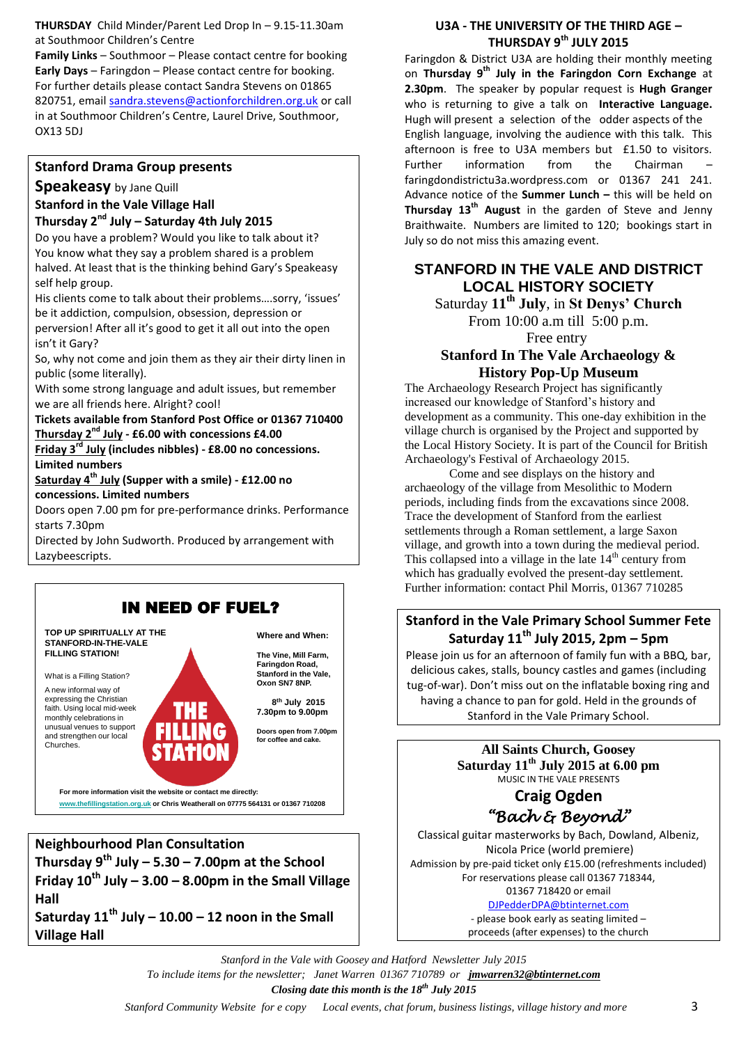**THURSDAY** Child Minder/Parent Led Drop In – 9.15-11.30am at Southmoor Children's Centre

**Family Links** – Southmoor – Please contact centre for booking

**Early Days** – Faringdon – Please contact centre for booking.

For further details please contact Sandra Stevens on 01865 820751, email sandra.stevens@actionforchildren.org.uk or call in at Southmoor Children's Centre, Laurel Drive, Southmoor, OX13 5DJ

## Stanford Drama Group presents

**Speakeasy** by Jane Quill

**Stanford in the Vale Village Hall**

**Thursday 2nd July – Saturday 4th July 2015**

Do you have a problem? Would you like to talk about it? You know what they say a problem shared is a problem halved. At least that is the thinking behind Gary's Speakeasy self help group.

His clients come to talk about their problems….sorry, 'issues' be it addiction, compulsion, obsession, depression or perversion! After all it's good to get it all out into the open isn't it Gary?

So, why not come and join them as they air their dirty linen in public (some literally).

With some strong language and adult issues, but remember we are all friends here. Alright? cool!

**Tickets available from Stanford Post Office or 01367 710400**

**Thursday 2nd July - £6.00 with concessions £4.00**

**Friday 3rd July (includes nibbles) - £8.00 no concessions. Limited numbers**

**Saturday 4th July (Supper with a smile) - £12.00 no concessions. Limited numbers**

Doors open 7.00 pm for pre-performance drinks. Performance starts 7.30pm

Directed by John Sudworth. Produced by arrangement with Lazybeescripts.

## IN NEED OF FUEL?

**TOP UP SPIRITUALLY AT THE STANFORD-IN-THE-VALE FILLING STATION!**

What is a Filling Station?

A new informal way of expressing the Christian faith. Using local mid-week monthly celebrations in unusual venues to support and strengthen our local Churches.

THE FILLING STATION

**Where and When:**

**The Vine, Mill Farm, Faringdon Road, Stanford in the Vale, Oxon SN7 8NP.**

**8th July 2015**
**7.30pm to 9.00pm**

**Doors open from 7.00pm for coffee and cake.**

**For more information visit the website or contact me directly: www.thefillingstation.org.uk or Chris Weatherall on 07775 564131 or 01367 710208**

## Neighbourhood Plan Consultation

**Thursday 9th July – 5.30 – 7.00pm at the School**

**Friday 10th July – 3.00 – 8.00pm in the Small Village Hall**

**Saturday 11th July – 10.00 – 12 noon in the Small Village Hall**

## U3A - THE UNIVERSITY OF THE THIRD AGE – THURSDAY 9th JULY 2015

Faringdon & District U3A are holding their monthly meeting on **Thursday 9th July in the Faringdon Corn Exchange** at **2.30pm**. The speaker by popular request is **Hugh Granger** who is returning to give a talk on **Interactive Language.** Hugh will present a selection of the odder aspects of the English language, involving the audience with this talk. This afternoon is free to U3A members but £1.50 to visitors. Further information from the Chairman – faringdondistrictu3a.wordpress.com or 01367 241 241. Advance notice of the **Summer Lunch –** this will be held on **Thursday 13th August** in the garden of Steve and Jenny Braithwaite. Numbers are limited to 120; bookings start in July so do not miss this amazing event.

## STANFORD IN THE VALE AND DISTRICT LOCAL HISTORY SOCIETY

Saturday **11th July**, in **St Denys' Church**

From 10:00 a.m till 5:00 p.m.

Free entry

**Stanford In The Vale Archaeology & History Pop-Up Museum**

The Archaeology Research Project has significantly increased our knowledge of Stanford's history and development as a community. This one-day exhibition in the village church is organised by the Project and supported by the Local History Society. It is part of the Council for British Archaeology's Festival of Archaeology 2015.

Come and see displays on the history and archaeology of the village from Mesolithic to Modern periods, including finds from the excavations since 2008. Trace the development of Stanford from the earliest settlements through a Roman settlement, a large Saxon village, and growth into a town during the medieval period. This collapsed into a village in the late 14th century from which has gradually evolved the present-day settlement. Further information: contact Phil Morris, 01367 710285

## Stanford in the Vale Primary School Summer Fete

**Saturday 11th July 2015, 2pm – 5pm**

Please join us for an afternoon of family fun with a BBQ, bar, delicious cakes, stalls, bouncy castles and games (including tug-of-war). Don't miss out on the inflatable boxing ring and having a chance to pan for gold. Held in the grounds of Stanford in the Vale Primary School.

**All Saints Church, Goosey**

**Saturday 11th July 2015 at 6.00 pm**

MUSIC IN THE VALE PRESENTS

## Craig Ogden

*"Bach & Beyond"*

Classical guitar masterworks by Bach, Dowland, Albeniz, Nicola Price (world premiere)

Admission by pre-paid ticket only £15.00 (refreshments included)

For reservations please call 01367 718344, 01367 718420 or email DJPedderDPA@btinternet.com

- please book early as seating limited – proceeds (after expenses) to the church

*Stanford in the Vale with Goosey and Hatford Newsletter July 2015*

*To include items for the newsletter; Janet Warren 01367 710789 or* ***jmwarren32@btinternet.com***

***Closing date this month is the 18th July 2015***

*Stanford Community Website for e copy Local events, chat forum, business listings, village history and more*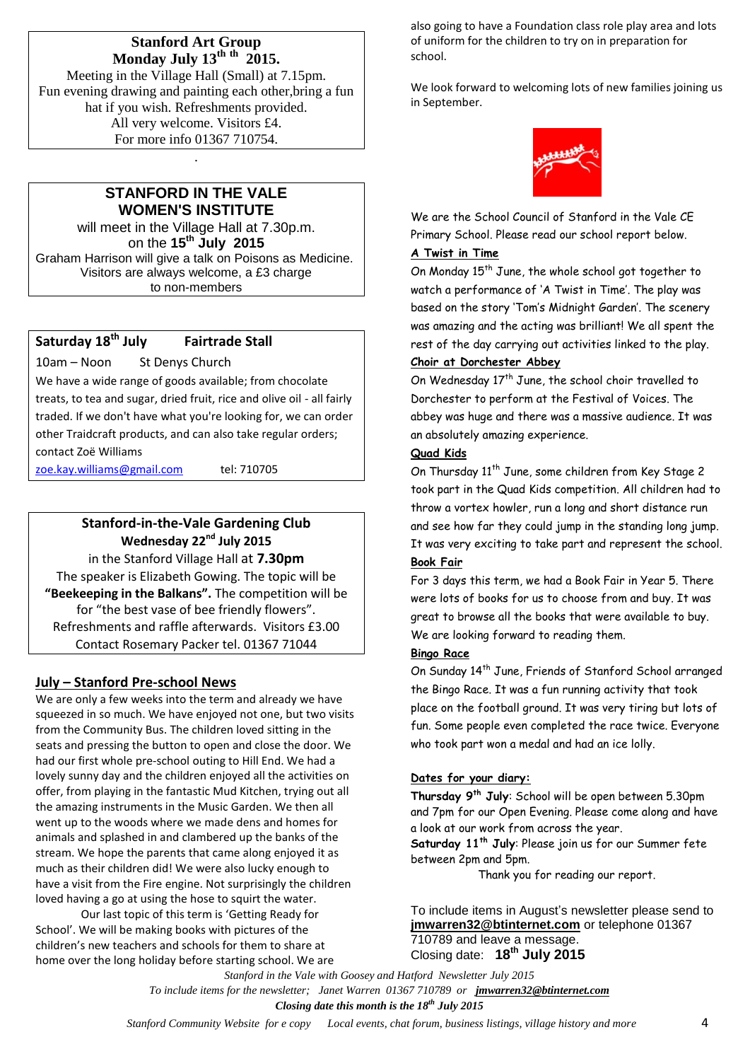**Stanford Art Group**
**Monday July 13th 2015.**

Meeting in the Village Hall (Small) at 7.15pm.
Fun evening drawing and painting each other,bring a fun hat if you wish. Refreshments provided.
All very welcome. Visitors £4.
For more info 01367 710754.

**STANFORD IN THE VALE WOMEN'S INSTITUTE**

will meet in the Village Hall at 7.30p.m.
on the **15th July 2015**
Graham Harrison will give a talk on Poisons as Medicine.
Visitors are always welcome, a £3 charge to non-members

**Saturday 18th July Fairtrade Stall**

10am – Noon St Denys Church

We have a wide range of goods available; from chocolate treats, to tea and sugar, dried fruit, rice and olive oil - all fairly traded. If we don't have what you're looking for, we can order other Traidcraft products, and can also take regular orders; contact Zoë Williams

zoe.kay.williams@gmail.com tel: 710705

**Stanford-in-the-Vale Gardening Club**
**Wednesday 22nd July 2015**

in the Stanford Village Hall at **7.30pm**
The speaker is Elizabeth Gowing. The topic will be **"Beekeeping in the Balkans".** The competition will be for "the best vase of bee friendly flowers".
Refreshments and raffle afterwards. Visitors £3.00
Contact Rosemary Packer tel. 01367 71044

## July – Stanford Pre-school News

We are only a few weeks into the term and already we have squeezed in so much. We have enjoyed not one, but two visits from the Community Bus. The children loved sitting in the seats and pressing the button to open and close the door. We had our first whole pre-school outing to Hill End. We had a lovely sunny day and the children enjoyed all the activities on offer, from playing in the fantastic Mud Kitchen, trying out all the amazing instruments in the Music Garden. We then all went up to the woods where we made dens and homes for animals and splashed in and clambered up the banks of the stream. We hope the parents that came along enjoyed it as much as their children did! We were also lucky enough to have a visit from the Fire engine. Not surprisingly the children loved having a go at using the hose to squirt the water.

Our last topic of this term is 'Getting Ready for School'. We will be making books with pictures of the children's new teachers and schools for them to share at home over the long holiday before starting school. We are also going to have a Foundation class role play area and lots of uniform for the children to try on in preparation for school.

We look forward to welcoming lots of new families joining us in September.

We are the School Council of Stanford in the Vale CE Primary School. Please read our school report below.

**A Twist in Time**

On Monday 15th June, the whole school got together to watch a performance of 'A Twist in Time'. The play was based on the story 'Tom's Midnight Garden'. The scenery was amazing and the acting was brilliant! We all spent the rest of the day carrying out activities linked to the play.

**Choir at Dorchester Abbey**

On Wednesday 17th June, the school choir travelled to Dorchester to perform at the Festival of Voices. The abbey was huge and there was a massive audience. It was an absolutely amazing experience.

**Quad Kids**

On Thursday 11th June, some children from Key Stage 2 took part in the Quad Kids competition. All children had to throw a vortex howler, run a long and short distance run and see how far they could jump in the standing long jump. It was very exciting to take part and represent the school.

**Book Fair**

For 3 days this term, we had a Book Fair in Year 5. There were lots of books for us to choose from and buy. It was great to browse all the books that were available to buy. We are looking forward to reading them.

**Bingo Race**

On Sunday 14th June, Friends of Stanford School arranged the Bingo Race. It was a fun running activity that took place on the football ground. It was very tiring but lots of fun. Some people even completed the race twice. Everyone who took part won a medal and had an ice lolly.

**Dates for your diary:**

**Thursday 9th July**: School will be open between 5.30pm and 7pm for our Open Evening. Please come along and have a look at our work from across the year.
**Saturday 11th July**: Please join us for our Summer fete between 2pm and 5pm.

Thank you for reading our report.

To include items in August's newsletter please send to **jmwarren32@btinternet.com** or telephone 01367 710789 and leave a message.
Closing date: **18th July 2015**